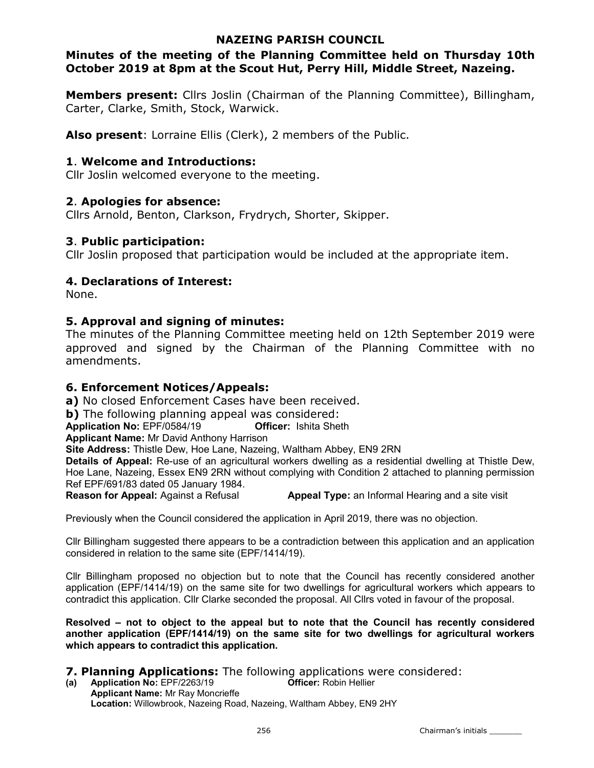# NAZEING PARISH COUNCIL

## Minutes of the meeting of the Planning Committee held on Thursday 10th October 2019 at 8pm at the Scout Hut, Perry Hill, Middle Street, Nazeing.

**Members present:** Cllrs Joslin (Chairman of the Planning Committee), Billingham, Carter, Clarke, Smith, Stock, Warwick.

**Also present**: Lorraine Ellis (Clerk), 2 members of the Public.

### 1. Welcome and Introductions:

Cllr Joslin welcomed everyone to the meeting.

### 2. Apologies for absence:

Cllrs Arnold, Benton, Clarkson, Frydrych, Shorter, Skipper.

### 3. Public participation:

Cllr Joslin proposed that participation would be included at the appropriate item.

### 4. Declarations of Interest:

None.

### 5. Approval and signing of minutes:

The minutes of the Planning Committee meeting held on 12th September 2019 were approved and signed by the Chairman of the Planning Committee with no amendments.

### 6. Enforcement Notices/Appeals:

**a)** No closed Enforcement Cases have been received.

**b)** The following planning appeal was considered:

**Application No:** EPF/0584/19 **Officer:** Ishita Sheth

**Applicant Name:** Mr David Anthony Harrison

**Site Address:** Thistle Dew, Hoe Lane, Nazeing, Waltham Abbey, EN9 2RN

**Details of Appeal:** Re-use of an agricultural workers dwelling as a residential dwelling at Thistle Dew, Hoe Lane, Nazeing, Essex EN9 2RN without complying with Condition 2 attached to planning permission Ref EPF/691/83 dated 05 January 1984.

**Reason for Appeal:** Against a Refusal **Appeal Type:** an Informal Hearing and a site visit

Previously when the Council considered the application in April 2019, there was no objection.

Cllr Billingham suggested there appears to be a contradiction between this application and an application considered in relation to the same site (EPF/1414/19).

Cllr Billingham proposed no objection but to note that the Council has recently considered another application (EPF/1414/19) on the same site for two dwellings for agricultural workers which appears to contradict this application. Cllr Clarke seconded the proposal. All Cllrs voted in favour of the proposal.

**Resolved – not to object to the appeal but to note that the Council has recently considered another application (EPF/1414/19) on the same site for two dwellings for agricultural workers which appears to contradict this application.**

### 7. Planning Applications: The following applications were considered:

**(a) Application No:** EPF/2263/19 **Officer:** Robin Hellier

**Applicant Name:** Mr Ray Moncrieffe

**Location:** Willowbrook, Nazeing Road, Nazeing, Waltham Abbey, EN9 2HY

Chairman's initials _______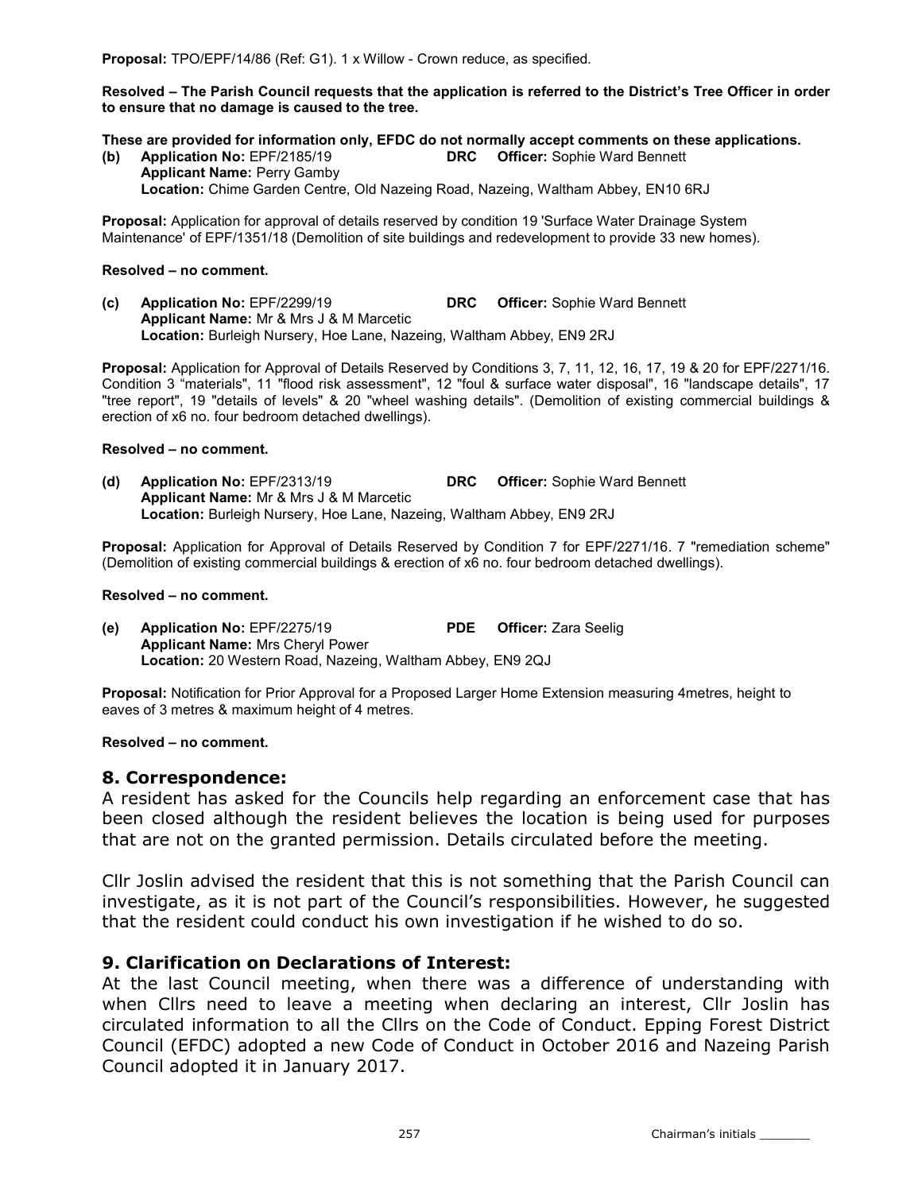**Proposal:** TPO/EPF/14/86 (Ref: G1). 1 x Willow - Crown reduce, as specified.

**Resolved – The Parish Council requests that the application is referred to the District's Tree Officer in order to ensure that no damage is caused to the tree.**

**These are provided for information only, EFDC do not normally accept comments on these applications.**

**(b) Application No:** EPF/2185/19 **DRC Officer:** Sophie Ward Bennett
**Applicant Name:** Perry Gamby
**Location:** Chime Garden Centre, Old Nazeing Road, Nazeing, Waltham Abbey, EN10 6RJ

**Proposal:** Application for approval of details reserved by condition 19 'Surface Water Drainage System Maintenance' of EPF/1351/18 (Demolition of site buildings and redevelopment to provide 33 new homes).

**Resolved – no comment.**

**(c) Application No:** EPF/2299/19 **DRC Officer:** Sophie Ward Bennett
**Applicant Name:** Mr & Mrs J & M Marcetic
**Location:** Burleigh Nursery, Hoe Lane, Nazeing, Waltham Abbey, EN9 2RJ

**Proposal:** Application for Approval of Details Reserved by Conditions 3, 7, 11, 12, 16, 17, 19 & 20 for EPF/2271/16. Condition 3 "materials", 11 "flood risk assessment", 12 "foul & surface water disposal", 16 "landscape details", 17 "tree report", 19 "details of levels" & 20 "wheel washing details". (Demolition of existing commercial buildings & erection of x6 no. four bedroom detached dwellings).

**Resolved – no comment.**

**(d) Application No:** EPF/2313/19 **DRC Officer:** Sophie Ward Bennett
**Applicant Name:** Mr & Mrs J & M Marcetic
**Location:** Burleigh Nursery, Hoe Lane, Nazeing, Waltham Abbey, EN9 2RJ

**Proposal:** Application for Approval of Details Reserved by Condition 7 for EPF/2271/16. 7 "remediation scheme" (Demolition of existing commercial buildings & erection of x6 no. four bedroom detached dwellings).

**Resolved – no comment.**

**(e) Application No:** EPF/2275/19 **PDE Officer:** Zara Seelig
**Applicant Name:** Mrs Cheryl Power
**Location:** 20 Western Road, Nazeing, Waltham Abbey, EN9 2QJ

**Proposal:** Notification for Prior Approval for a Proposed Larger Home Extension measuring 4metres, height to eaves of 3 metres & maximum height of 4 metres.

**Resolved – no comment.**

## 8. Correspondence:

A resident has asked for the Councils help regarding an enforcement case that has been closed although the resident believes the location is being used for purposes that are not on the granted permission. Details circulated before the meeting.

Cllr Joslin advised the resident that this is not something that the Parish Council can investigate, as it is not part of the Council's responsibilities. However, he suggested that the resident could conduct his own investigation if he wished to do so.

## 9. Clarification on Declarations of Interest:

At the last Council meeting, when there was a difference of understanding with when Cllrs need to leave a meeting when declaring an interest, Cllr Joslin has circulated information to all the Cllrs on the Code of Conduct. Epping Forest District Council (EFDC) adopted a new Code of Conduct in October 2016 and Nazeing Parish Council adopted it in January 2017.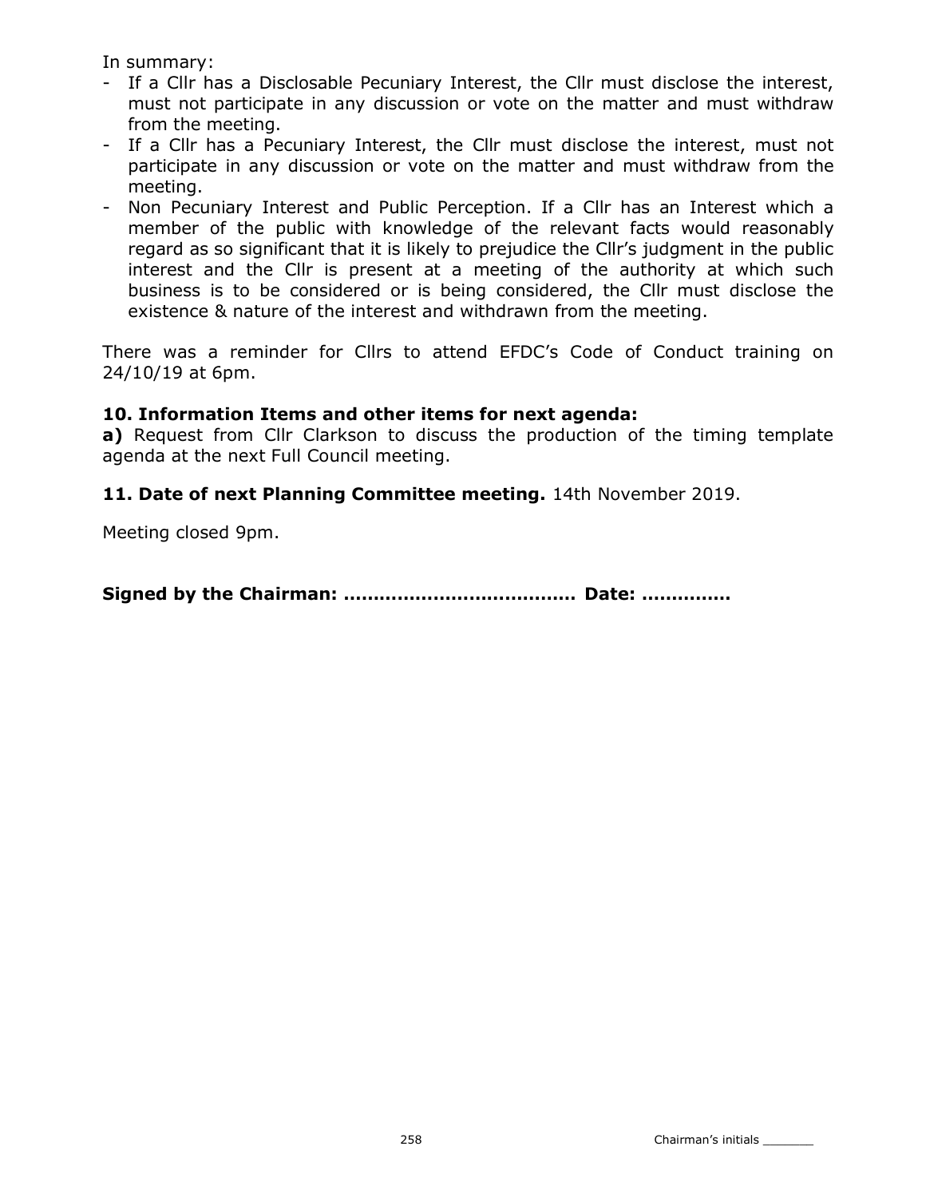In summary:

- If a Cllr has a Disclosable Pecuniary Interest, the Cllr must disclose the interest, must not participate in any discussion or vote on the matter and must withdraw from the meeting.
- If a Cllr has a Pecuniary Interest, the Cllr must disclose the interest, must not participate in any discussion or vote on the matter and must withdraw from the meeting.
- Non Pecuniary Interest and Public Perception. If a Cllr has an Interest which a member of the public with knowledge of the relevant facts would reasonably regard as so significant that it is likely to prejudice the Cllr's judgment in the public interest and the Cllr is present at a meeting of the authority at which such business is to be considered or is being considered, the Cllr must disclose the existence & nature of the interest and withdrawn from the meeting.

There was a reminder for Cllrs to attend EFDC's Code of Conduct training on 24/10/19 at 6pm.

**10. Information Items and other items for next agenda:**

**a)** Request from Cllr Clarkson to discuss the production of the timing template agenda at the next Full Council meeting.

**11. Date of next Planning Committee meeting.** 14th November 2019.

Meeting closed 9pm.

**Signed by the Chairman: ...................................... Date: ...............**

Chairman's initials _______